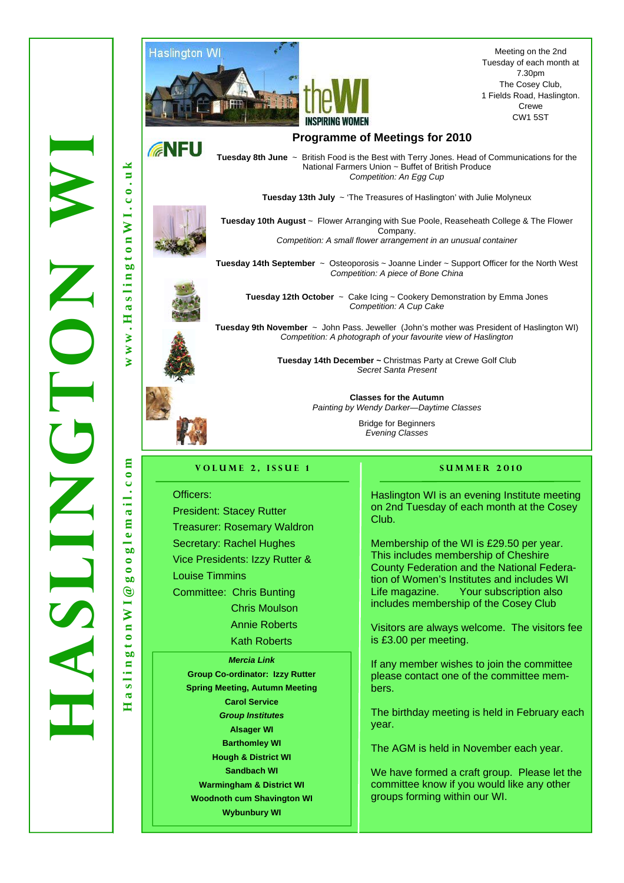# HASLINGTON WI

www.HaslingtonWI.co.uk

HaslingtonWI@googlemail.com

Haslington WI

theWI INSPIRING WOMEN

Meeting on the 2nd Tuesday of each month at 7.30pm
The Cosey Club,
1 Fields Road, Haslington.
Crewe
CW1 5ST

## Programme of Meetings for 2010

NFU

**Tuesday 8th June** ~ British Food is the Best with Terry Jones. Head of Communications for the National Farmers Union ~ Buffet of British Produce
*Competition: An Egg Cup*

**Tuesday 13th July** ~ 'The Treasures of Haslington' with Julie Molyneux

**Tuesday 10th August** ~ Flower Arranging with Sue Poole, Reaseheath College & The Flower Company.
*Competition: A small flower arrangement in an unusual container*

**Tuesday 14th September** ~ Osteoporosis ~ Joanne Linder ~ Support Officer for the North West
*Competition: A piece of Bone China*

**Tuesday 12th October** ~ Cake Icing ~ Cookery Demonstration by Emma Jones
*Competition: A Cup Cake*

**Tuesday 9th November** ~ John Pass. Jeweller (John's mother was President of Haslington WI)
*Competition: A photograph of your favourite view of Haslington*

**Tuesday 14th December ~** Christmas Party at Crewe Golf Club
*Secret Santa Present*

**Classes for the Autumn**
*Painting by Wendy Darker—Daytime Classes*

Bridge for Beginners
*Evening Classes*

### VOLUME 2, ISSUE 1

Officers:
President: Stacey Rutter
Treasurer: Rosemary Waldron
Secretary: Rachel Hughes
Vice Presidents: Izzy Rutter & Louise Timmins
Committee: Chris Bunting
Chris Moulson
Annie Roberts
Kath Roberts

***Mercia Link***
**Group Co-ordinator: Izzy Rutter**
**Spring Meeting, Autumn Meeting**
**Carol Service**
***Group Institutes***
**Alsager WI**
**Barthomley WI**
**Hough & District WI**
**Sandbach WI**
**Warmingham & District WI**
**Woodnoth cum Shavington WI**
**Wybunbury WI**

### SUMMER 2010

Haslington WI is an evening Institute meeting on 2nd Tuesday of each month at the Cosey Club.

Membership of the WI is £29.50 per year. This includes membership of Cheshire County Federation and the National Federation of Women's Institutes and includes WI Life magazine. Your subscription also includes membership of the Cosey Club

Visitors are always welcome. The visitors fee is £3.00 per meeting.

If any member wishes to join the committee please contact one of the committee members.

The birthday meeting is held in February each year.

The AGM is held in November each year.

We have formed a craft group. Please let the committee know if you would like any other groups forming within our WI.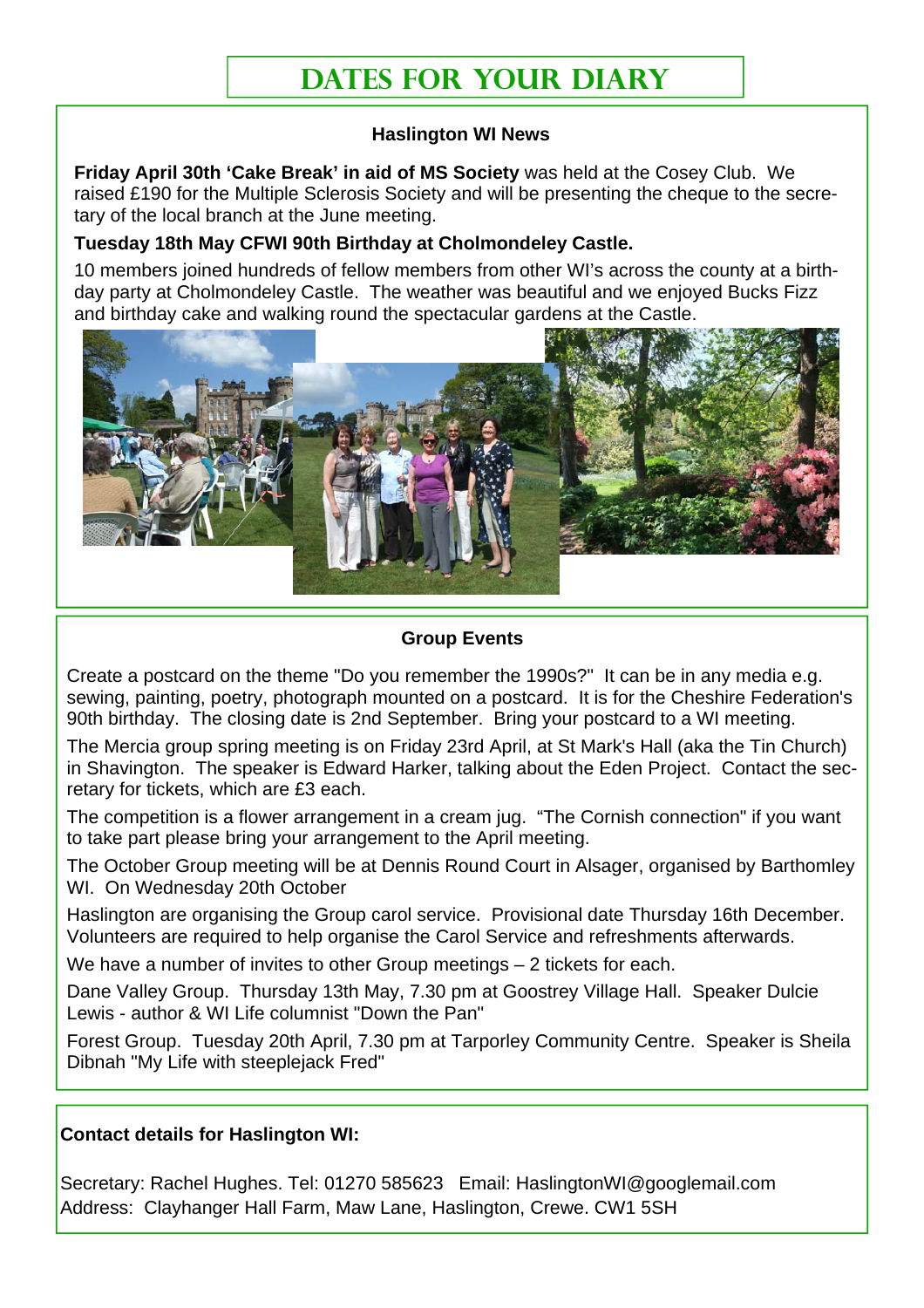# Dates for your Diary

### Haslington WI News

**Friday April 30th 'Cake Break' in aid of MS Society** was held at the Cosey Club. We raised £190 for the Multiple Sclerosis Society and will be presenting the cheque to the secretary of the local branch at the June meeting.

**Tuesday 18th May CFWI 90th Birthday at Cholmondeley Castle.**

10 members joined hundreds of fellow members from other WI's across the county at a birthday party at Cholmondeley Castle. The weather was beautiful and we enjoyed Bucks Fizz and birthday cake and walking round the spectacular gardens at the Castle.

### Group Events

Create a postcard on the theme "Do you remember the 1990s?" It can be in any media e.g. sewing, painting, poetry, photograph mounted on a postcard. It is for the Cheshire Federation's 90th birthday. The closing date is 2nd September. Bring your postcard to a WI meeting.

The Mercia group spring meeting is on Friday 23rd April, at St Mark's Hall (aka the Tin Church) in Shavington. The speaker is Edward Harker, talking about the Eden Project. Contact the secretary for tickets, which are £3 each.

The competition is a flower arrangement in a cream jug. "The Cornish connection" if you want to take part please bring your arrangement to the April meeting.

The October Group meeting will be at Dennis Round Court in Alsager, organised by Barthomley WI. On Wednesday 20th October

Haslington are organising the Group carol service. Provisional date Thursday 16th December. Volunteers are required to help organise the Carol Service and refreshments afterwards.

We have a number of invites to other Group meetings – 2 tickets for each.

Dane Valley Group. Thursday 13th May, 7.30 pm at Goostrey Village Hall. Speaker Dulcie Lewis - author & WI Life columnist "Down the Pan"

Forest Group. Tuesday 20th April, 7.30 pm at Tarporley Community Centre. Speaker is Sheila Dibnah "My Life with steeplejack Fred"

**Contact details for Haslington WI:**

Secretary: Rachel Hughes. Tel: 01270 585623 Email: HaslingtonWI@googlemail.com
Address: Clayhanger Hall Farm, Maw Lane, Haslington, Crewe. CW1 5SH